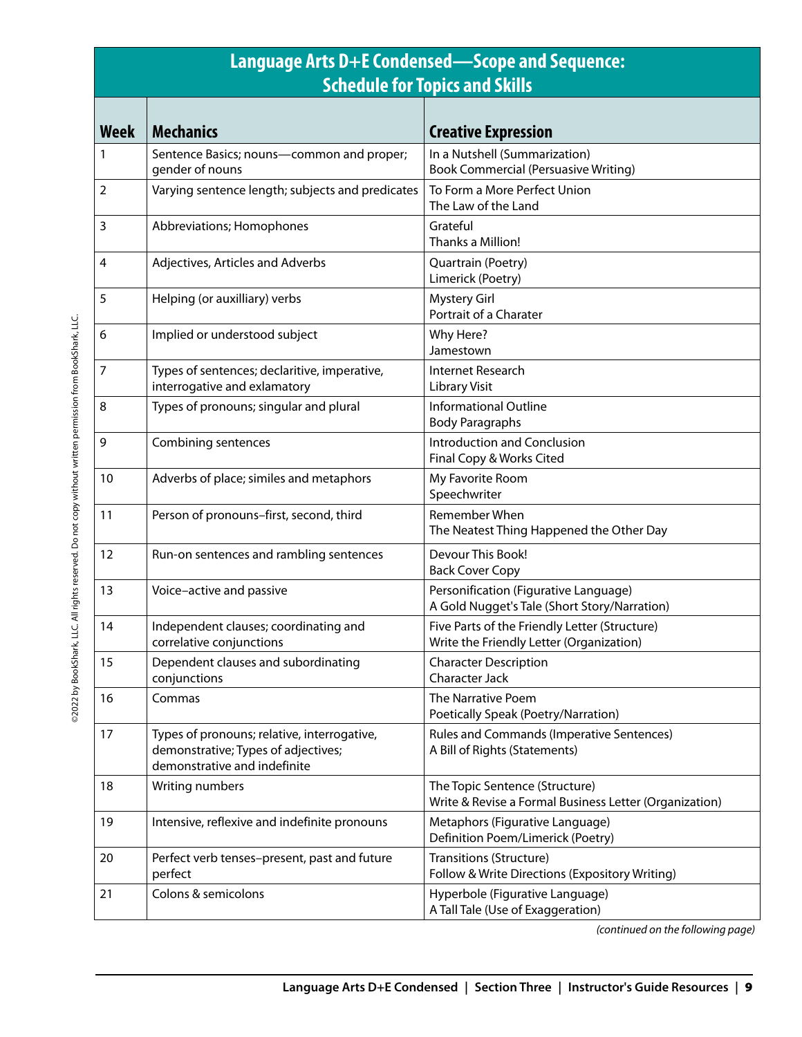## Language Arts D+E Condensed—Scope and Sequence: Schedule for Topics and Skills

| Week | Mechanics | Creative Expression |
|---|---|---|
| 1 | Sentence Basics; nouns—common and proper; gender of nouns | In a Nutshell (Summarization)<br>Book Commercial (Persuasive Writing) |
| 2 | Varying sentence length; subjects and predicates | To Form a More Perfect Union<br>The Law of the Land |
| 3 | Abbreviations; Homophones | Grateful<br>Thanks a Million! |
| 4 | Adjectives, Articles and Adverbs | Quartrain (Poetry)<br>Limerick (Poetry) |
| 5 | Helping (or auxilliary) verbs | Mystery Girl<br>Portrait of a Charater |
| 6 | Implied or understood subject | Why Here?<br>Jamestown |
| 7 | Types of sentences; declaritive, imperative, interrogative and exlamatory | Internet Research<br>Library Visit |
| 8 | Types of pronouns; singular and plural | Informational Outline<br>Body Paragraphs |
| 9 | Combining sentences | Introduction and Conclusion<br>Final Copy & Works Cited |
| 10 | Adverbs of place; similes and metaphors | My Favorite Room<br>Speechwriter |
| 11 | Person of pronouns–first, second, third | Remember When<br>The Neatest Thing Happened the Other Day |
| 12 | Run-on sentences and rambling sentences | Devour This Book!<br>Back Cover Copy |
| 13 | Voice–active and passive | Personification (Figurative Language)<br>A Gold Nugget's Tale (Short Story/Narration) |
| 14 | Independent clauses; coordinating and correlative conjunctions | Five Parts of the Friendly Letter (Structure)<br>Write the Friendly Letter (Organization) |
| 15 | Dependent clauses and subordinating conjunctions | Character Description<br>Character Jack |
| 16 | Commas | The Narrative Poem<br>Poetically Speak (Poetry/Narration) |
| 17 | Types of pronouns; relative, interrogative, demonstrative; Types of adjectives; demonstrative and indefinite | Rules and Commands (Imperative Sentences)<br>A Bill of Rights (Statements) |
| 18 | Writing numbers | The Topic Sentence (Structure)<br>Write & Revise a Formal Business Letter (Organization) |
| 19 | Intensive, reflexive and indefinite pronouns | Metaphors (Figurative Language)<br>Definition Poem/Limerick (Poetry) |
| 20 | Perfect verb tenses–present, past and future perfect | Transitions (Structure)<br>Follow & Write Directions (Expository Writing) |
| 21 | Colons & semicolons | Hyperbole (Figurative Language)<br>A Tall Tale (Use of Exaggeration) |

*(continued on the following page)*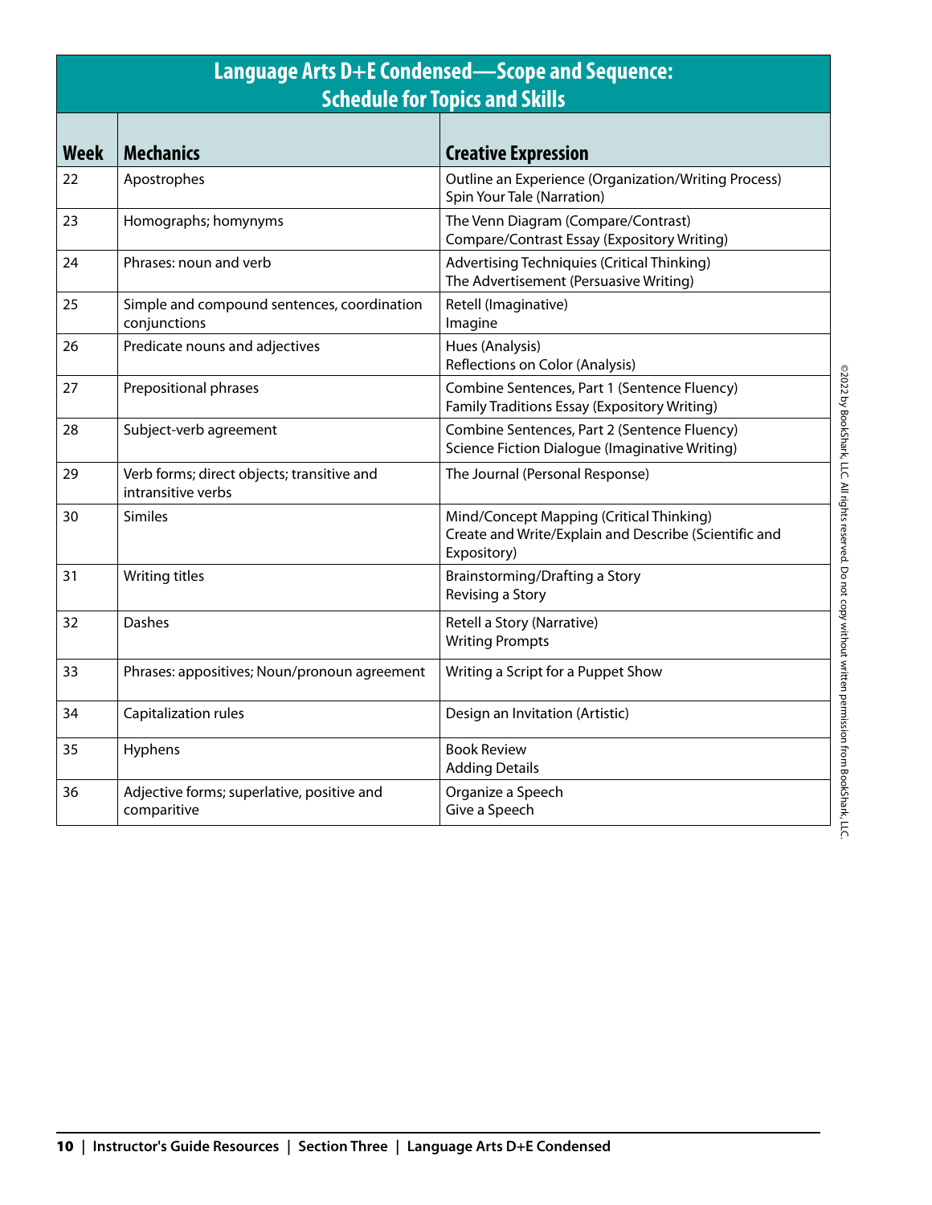## Language Arts D+E Condensed—Scope and Sequence: Schedule for Topics and Skills

| Week | Mechanics | Creative Expression |
|---|---|---|
| 22 | Apostrophes | Outline an Experience (Organization/Writing Process)<br>Spin Your Tale (Narration) |
| 23 | Homographs; homynyms | The Venn Diagram (Compare/Contrast)<br>Compare/Contrast Essay (Expository Writing) |
| 24 | Phrases: noun and verb | Advertising Techniques (Critical Thinking)<br>The Advertisement (Persuasive Writing) |
| 25 | Simple and compound sentences, coordination conjunctions | Retell (Imaginative)<br>Imagine |
| 26 | Predicate nouns and adjectives | Hues (Analysis)<br>Reflections on Color (Analysis) |
| 27 | Prepositional phrases | Combine Sentences, Part 1 (Sentence Fluency)<br>Family Traditions Essay (Expository Writing) |
| 28 | Subject-verb agreement | Combine Sentences, Part 2 (Sentence Fluency)<br>Science Fiction Dialogue (Imaginative Writing) |
| 29 | Verb forms; direct objects; transitive and intransitive verbs | The Journal (Personal Response) |
| 30 | Similes | Mind/Concept Mapping (Critical Thinking)<br>Create and Write/Explain and Describe (Scientific and Expository) |
| 31 | Writing titles | Brainstorming/Drafting a Story<br>Revising a Story |
| 32 | Dashes | Retell a Story (Narrative)<br>Writing Prompts |
| 33 | Phrases: appositives; Noun/pronoun agreement | Writing a Script for a Puppet Show |
| 34 | Capitalization rules | Design an Invitation (Artistic) |
| 35 | Hyphens | Book Review<br>Adding Details |
| 36 | Adjective forms; superlative, positive and comparitive | Organize a Speech<br>Give a Speech |

©2022 by BookShark, LLC. All rights reserved. Do not copy without written permission from BookShark, LLC.